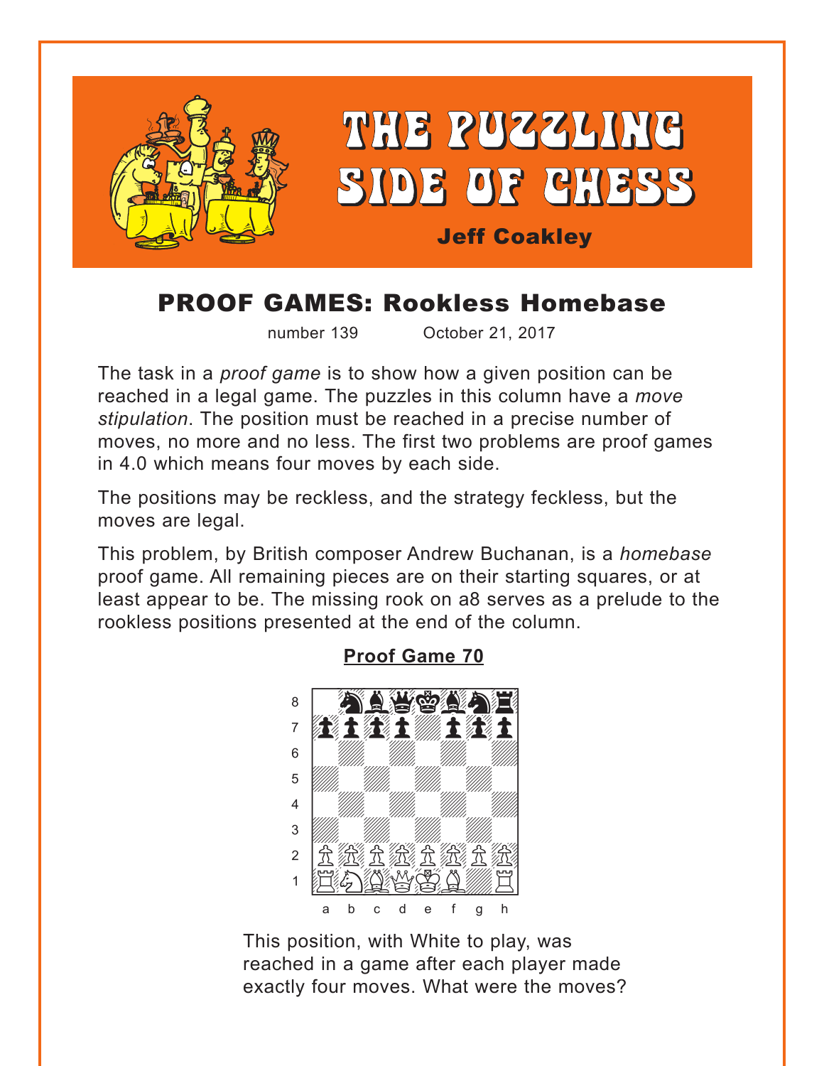# THE PUZZLING SIDE OF CHESS

**Jeff Coakley**

## PROOF GAMES: Rookless Homebase

number 139 October 21, 2017

The task in a *proof game* is to show how a given position can be reached in a legal game. The puzzles in this column have a *move stipulation*. The position must be reached in a precise number of moves, no more and no less. The first two problems are proof games in 4.0 which means four moves by each side.

The positions may be reckless, and the strategy feckless, but the moves are legal.

This problem, by British composer Andrew Buchanan, is a *homebase* proof game. All remaining pieces are on their starting squares, or at least appear to be. The missing rook on a8 serves as a prelude to the rookless positions presented at the end of the column.

### Proof Game 70

This position, with White to play, was reached in a game after each player made exactly four moves. What were the moves?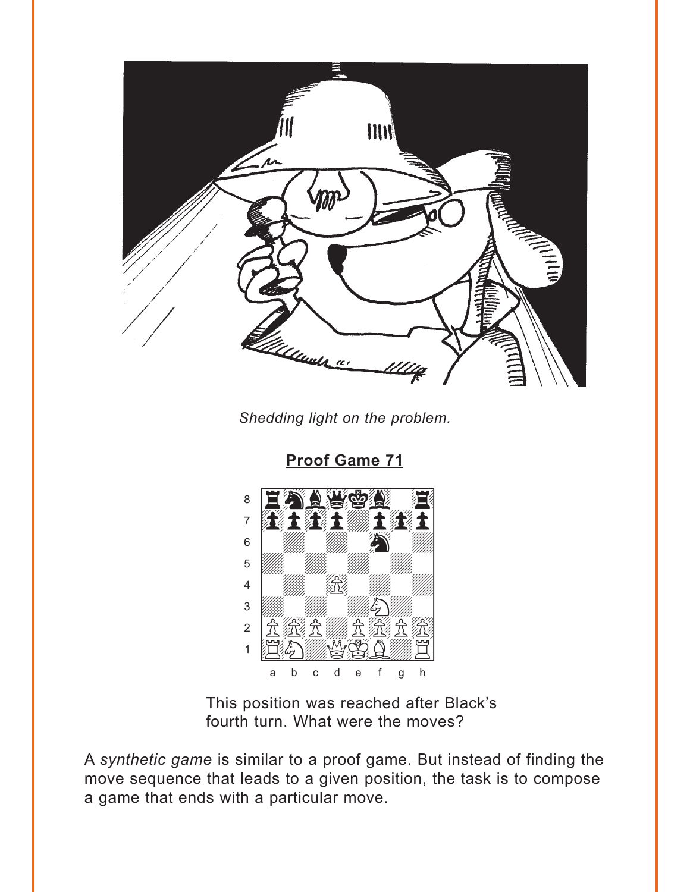*Shedding light on the problem.*

**Proof Game 71**

This position was reached after Black's fourth turn. What were the moves?

A *synthetic game* is similar to a proof game. But instead of finding the move sequence that leads to a given position, the task is to compose a game that ends with a particular move.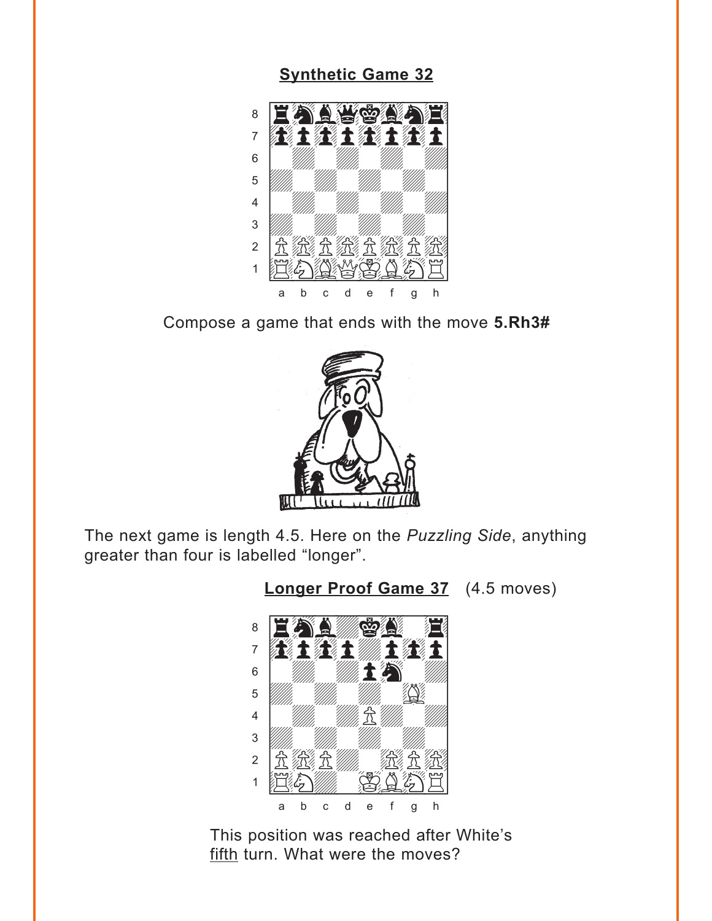## Synthetic Game 32

Compose a game that ends with the move **5.Rh3#**

The next game is length 4.5. Here on the *Puzzling Side*, anything greater than four is labelled “longer”.

## Longer Proof Game 37 (4.5 moves)

This position was reached after White’s fifth turn. What were the moves?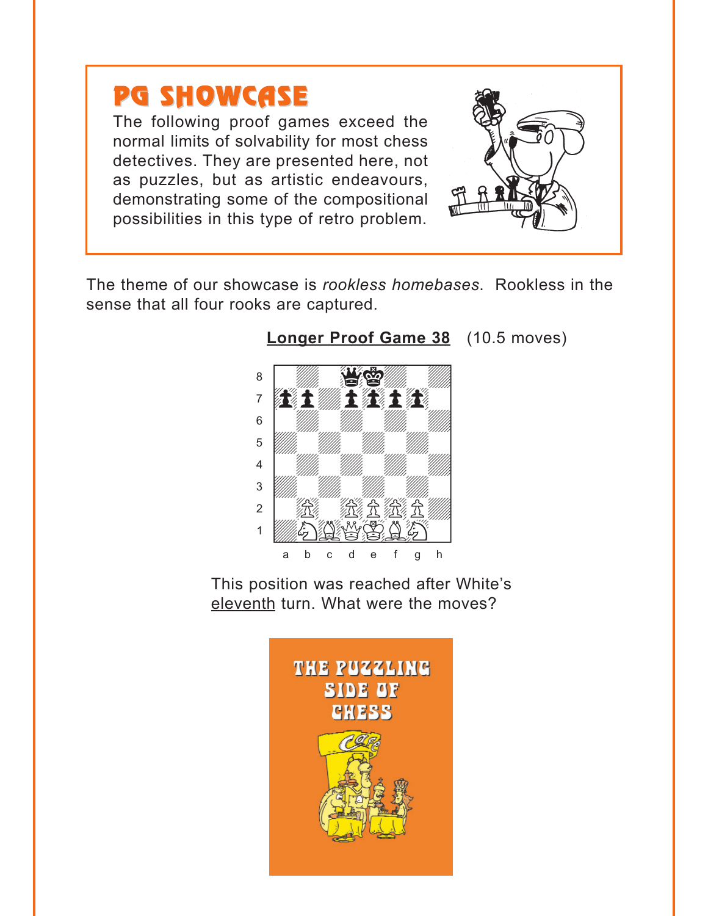# PG SHOWCASE

The following proof games exceed the normal limits of solvability for most chess detectives. They are presented here, not as puzzles, but as artistic endeavours, demonstrating some of the compositional possibilities in this type of retro problem.

The theme of our showcase is *rookless homebases*. Rookless in the sense that all four rooks are captured.

**Longer Proof Game 38** (10.5 moves)

This position was reached after White's eleventh turn. What were the moves?

THE PUZZLING SIDE OF CHESS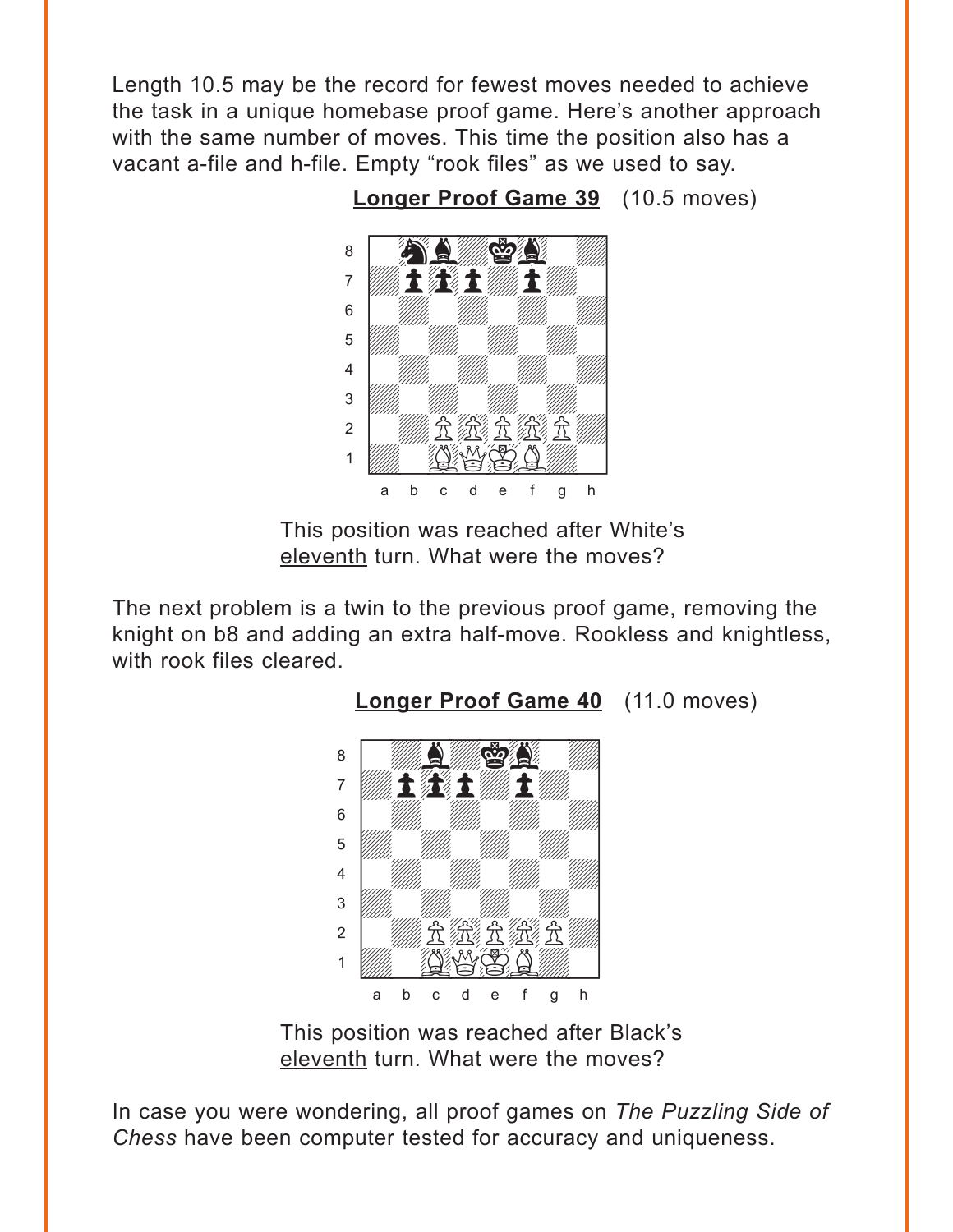Length 10.5 may be the record for fewest moves needed to achieve the task in a unique homebase proof game. Here's another approach with the same number of moves. This time the position also has a vacant a-file and h-file. Empty "rook files" as we used to say.

**Longer Proof Game 39** (10.5 moves)

This position was reached after White's eleventh turn. What were the moves?

The next problem is a twin to the previous proof game, removing the knight on b8 and adding an extra half-move. Rookless and knightless, with rook files cleared.

**Longer Proof Game 40** (11.0 moves)

This position was reached after Black's eleventh turn. What were the moves?

In case you were wondering, all proof games on *The Puzzling Side of Chess* have been computer tested for accuracy and uniqueness.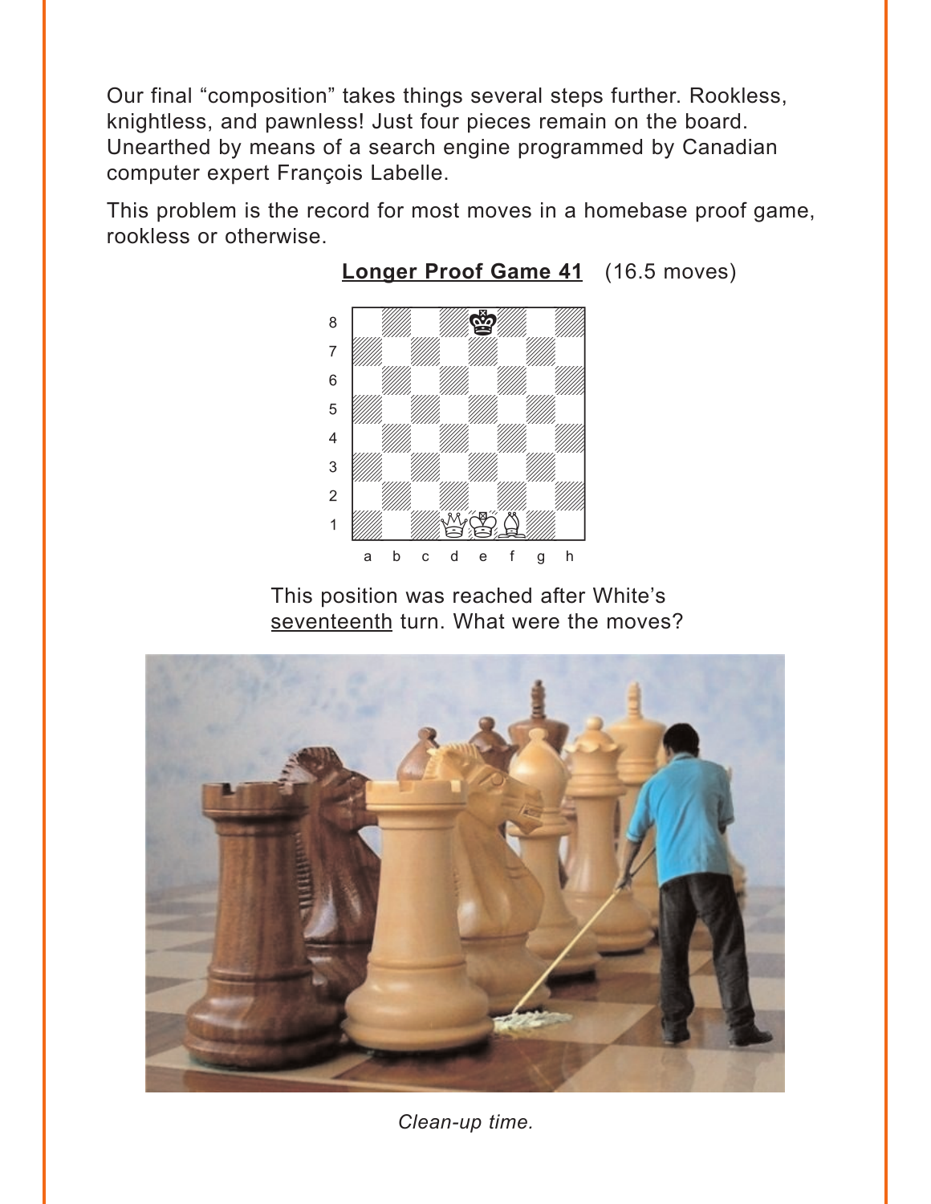Our final "composition" takes things several steps further. Rookless, knightless, and pawnless! Just four pieces remain on the board. Unearthed by means of a search engine programmed by Canadian computer expert François Labelle.

This problem is the record for most moves in a homebase proof game, rookless or otherwise.

**Longer Proof Game 41** (16.5 moves)

This position was reached after White's seventeenth turn. What were the moves?

*Clean-up time.*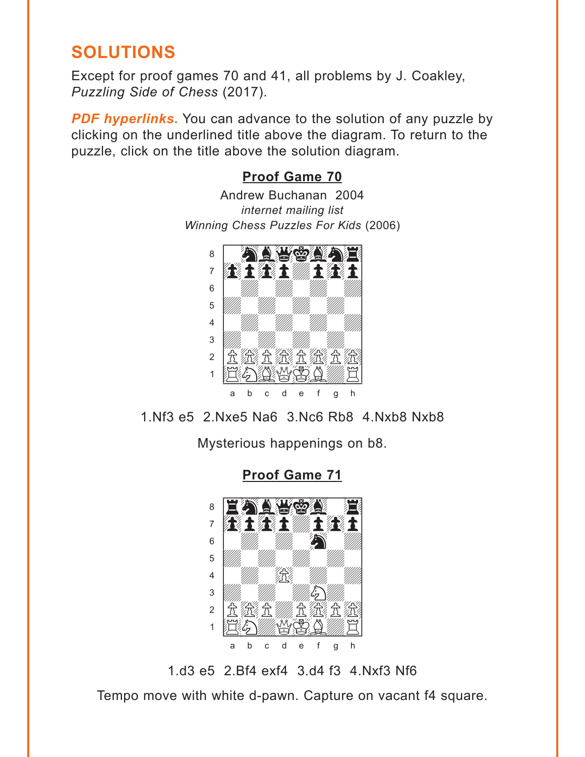## SOLUTIONS

Except for proof games 70 and 41, all problems by J. Coakley, *Puzzling Side of Chess* (2017).

***PDF hyperlinks.*** You can advance to the solution of any puzzle by clicking on the underlined title above the diagram. To return to the puzzle, click on the title above the solution diagram.

### Proof Game 70

Andrew Buchanan 2004
*internet mailing list*
*Winning Chess Puzzles For Kids* (2006)

1.Nf3 e5 2.Nxe5 Na6 3.Nc6 Rb8 4.Nxb8 Nxb8

Mysterious happenings on b8.

### Proof Game 71

1.d3 e5 2.Bf4 exf4 3.d4 f3 4.Nxf3 Nf6

Tempo move with white d-pawn. Capture on vacant f4 square.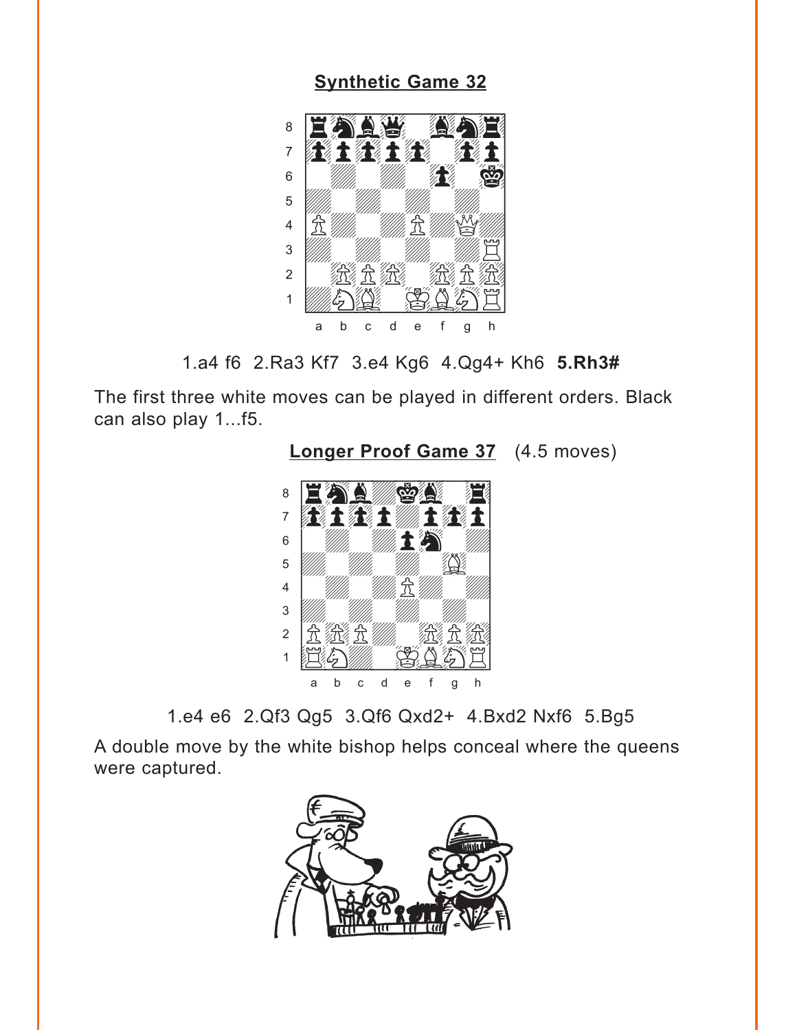## Synthetic Game 32

1.a4 f6 2.Ra3 Kf7 3.e4 Kg6 4.Qg4+ Kh6 **5.Rh3#**

The first three white moves can be played in different orders. Black can also play 1...f5.

## Longer Proof Game 37 (4.5 moves)

1.e4 e6 2.Qf3 Qg5 3.Qf6 Qxd2+ 4.Bxd2 Nxf6 5.Bg5

A double move by the white bishop helps conceal where the queens were captured.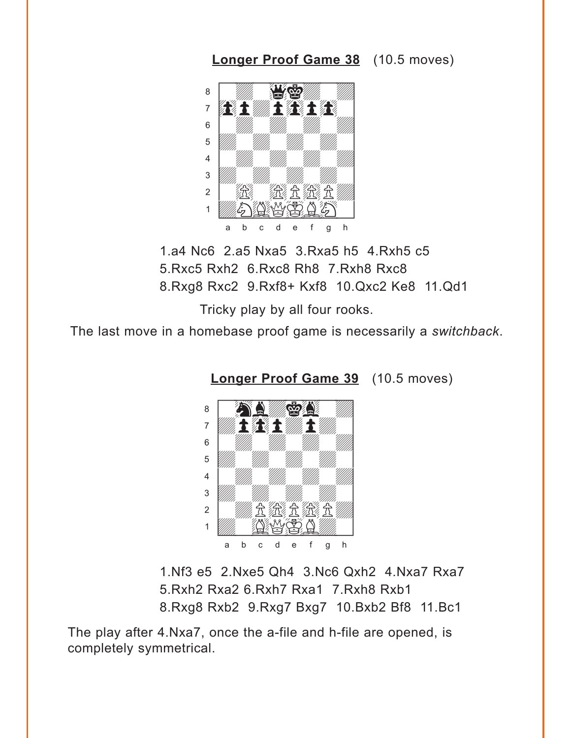**Longer Proof Game 38** (10.5 moves)

1.a4 Nc6 2.a5 Nxa5 3.Rxa5 h5 4.Rxh5 c5
5.Rxc5 Rxh2 6.Rxc8 Rh8 7.Rxh8 Rxc8
8.Rxg8 Rxc2 9.Rxf8+ Kxf8 10.Qxc2 Ke8 11.Qd1

Tricky play by all four rooks.

The last move in a homebase proof game is necessarily a *switchback*.

**Longer Proof Game 39** (10.5 moves)

1.Nf3 e5 2.Nxe5 Qh4 3.Nc6 Qxh2 4.Nxa7 Rxa7
5.Rxh2 Rxa2 6.Rxh7 Rxa1 7.Rxh8 Rxb1
8.Rxg8 Rxb2 9.Rxg7 Bxg7 10.Bxb2 Bf8 11.Bc1

The play after 4.Nxa7, once the a-file and h-file are opened, is completely symmetrical.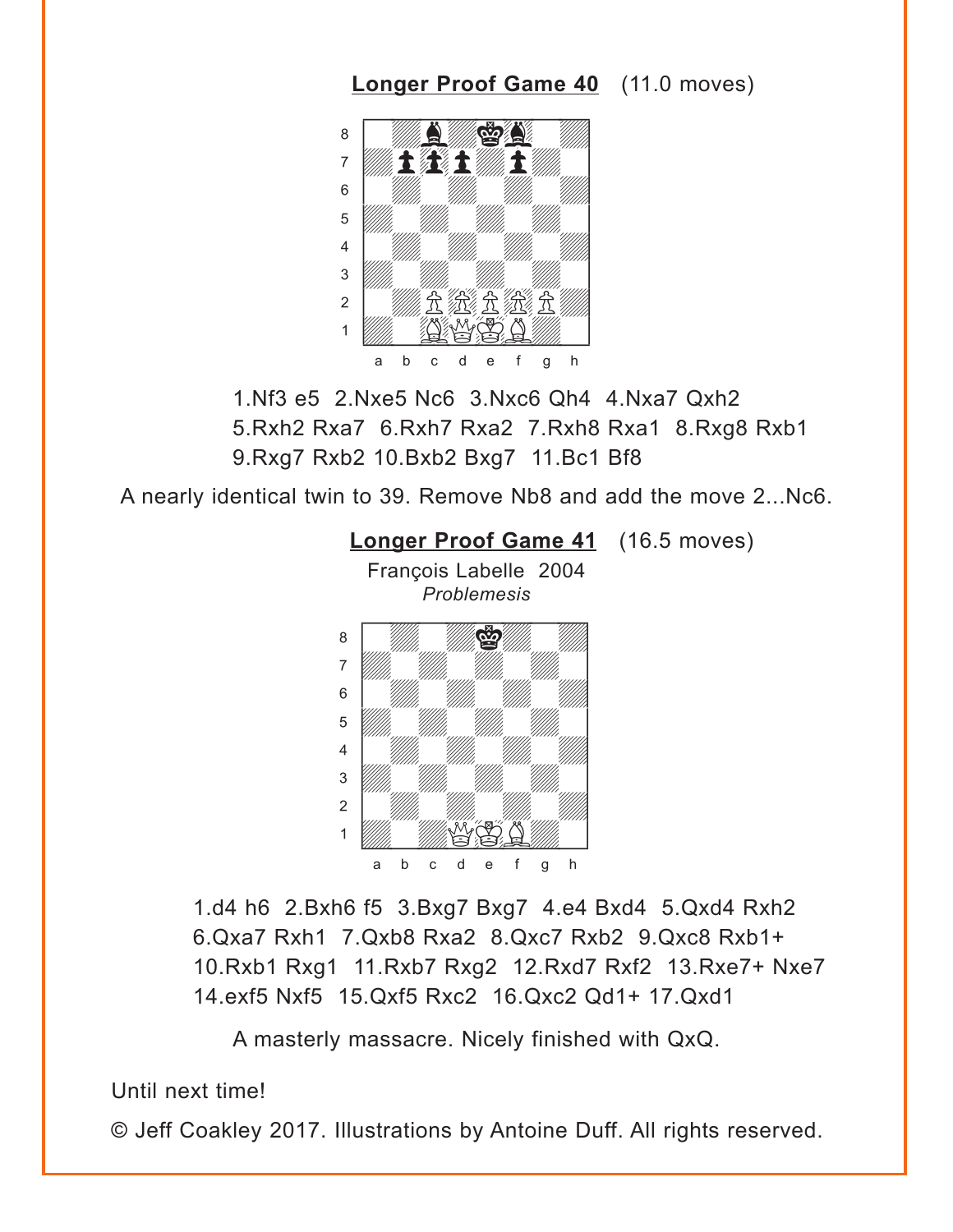**Longer Proof Game 40** (11.0 moves)

1.Nf3 e5 2.Nxe5 Nc6 3.Nxc6 Qh4 4.Nxa7 Qxh2
5.Rxh2 Rxa7 6.Rxh7 Rxa2 7.Rxh8 Rxa1 8.Rxg8 Rxb1
9.Rxg7 Rxb2 10.Bxb2 Bxg7 11.Bc1 Bf8

A nearly identical twin to 39. Remove Nb8 and add the move 2...Nc6.

**Longer Proof Game 41** (16.5 moves)

François Labelle 2004
*Problemesis*

1.d4 h6 2.Bxh6 f5 3.Bxg7 Bxg7 4.e4 Bxd4 5.Qxd4 Rxh2
6.Qxa7 Rxh1 7.Qxb8 Rxa2 8.Qxc7 Rxb2 9.Qxc8 Rxb1+
10.Rxb1 Rxg1 11.Rxb7 Rxg2 12.Rxd7 Rxf2 13.Rxe7+ Nxe7
14.exf5 Nxf5 15.Qxf5 Rxc2 16.Qxc2 Qd1+ 17.Qxd1

A masterly massacre. Nicely finished with QxQ.

Until next time!

© Jeff Coakley 2017. Illustrations by Antoine Duff. All rights reserved.